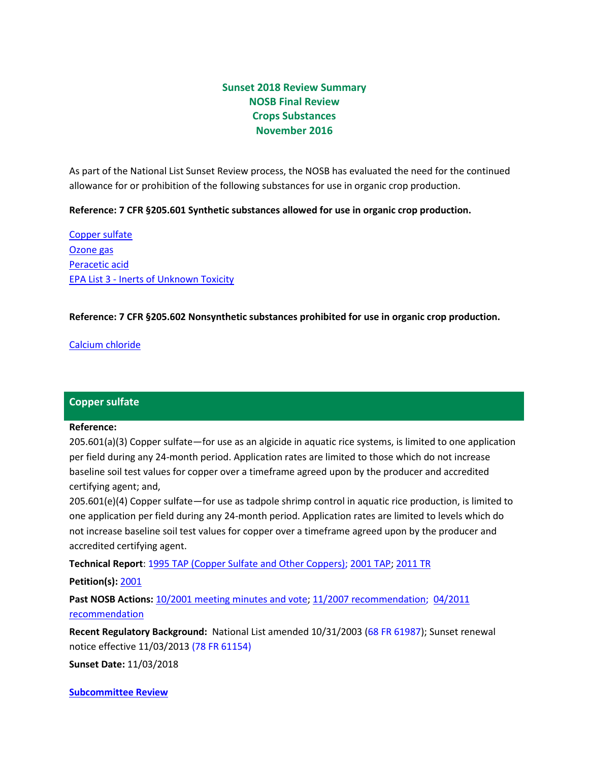# Sunset 2018 Review Summary
# NOSB Final Review
# Crops Substances
# November 2016

As part of the National List Sunset Review process, the NOSB has evaluated the need for the continued allowance for or prohibition of the following substances for use in organic crop production.

**Reference: 7 CFR §205.601 Synthetic substances allowed for use in organic crop production.**

Copper sulfate
Ozone gas
Peracetic acid
EPA List 3 - Inerts of Unknown Toxicity

**Reference: 7 CFR §205.602 Nonsynthetic substances prohibited for use in organic crop production.**

Calcium chloride

## Copper sulfate

**Reference:**
205.601(a)(3) Copper sulfate—for use as an algicide in aquatic rice systems, is limited to one application per field during any 24-month period. Application rates are limited to those which do not increase baseline soil test values for copper over a timeframe agreed upon by the producer and accredited certifying agent; and,
205.601(e)(4) Copper sulfate—for use as tadpole shrimp control in aquatic rice production, is limited to one application per field during any 24-month period. Application rates are limited to levels which do not increase baseline soil test values for copper over a timeframe agreed upon by the producer and accredited certifying agent.

**Technical Report**: 1995 TAP (Copper Sulfate and Other Coppers); 2001 TAP; 2011 TR

**Petition(s):** 2001

**Past NOSB Actions:** 10/2001 meeting minutes and vote; 11/2007 recommendation; 04/2011 recommendation

**Recent Regulatory Background:** National List amended 10/31/2003 (68 FR 61987); Sunset renewal notice effective 11/03/2013 (78 FR 61154)

**Sunset Date:** 11/03/2018

**Subcommittee Review**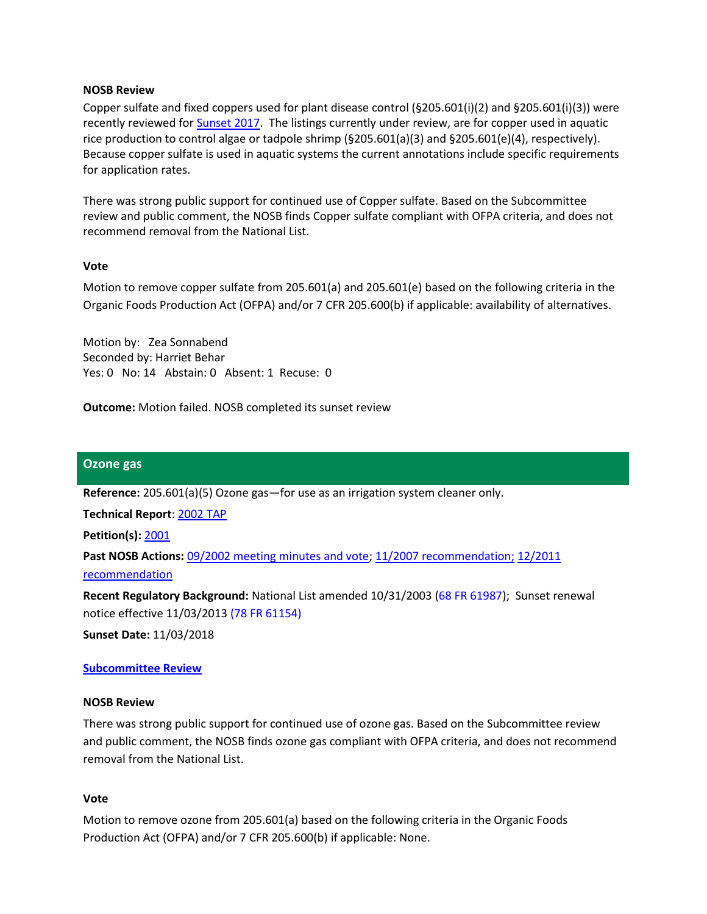**NOSB Review**

Copper sulfate and fixed coppers used for plant disease control (§205.601(i)(2) and §205.601(i)(3)) were recently reviewed for Sunset 2017. The listings currently under review, are for copper used in aquatic rice production to control algae or tadpole shrimp (§205.601(a)(3) and §205.601(e)(4), respectively). Because copper sulfate is used in aquatic systems the current annotations include specific requirements for application rates.

There was strong public support for continued use of Copper sulfate. Based on the Subcommittee review and public comment, the NOSB finds Copper sulfate compliant with OFPA criteria, and does not recommend removal from the National List.

**Vote**

Motion to remove copper sulfate from 205.601(a) and 205.601(e) based on the following criteria in the Organic Foods Production Act (OFPA) and/or 7 CFR 205.600(b) if applicable: availability of alternatives.

Motion by: Zea Sonnabend
Seconded by: Harriet Behar
Yes: 0 No: 14 Abstain: 0 Absent: 1 Recuse: 0

**Outcome:** Motion failed. NOSB completed its sunset review

## Ozone gas

**Reference:** 205.601(a)(5) Ozone gas—for use as an irrigation system cleaner only.

**Technical Report**: 2002 TAP

**Petition(s):** 2001

**Past NOSB Actions:** 09/2002 meeting minutes and vote; 11/2007 recommendation; 12/2011 recommendation

**Recent Regulatory Background:** National List amended 10/31/2003 (68 FR 61987); Sunset renewal notice effective 11/03/2013 (78 FR 61154)

**Sunset Date:** 11/03/2018

**Subcommittee Review**

**NOSB Review**

There was strong public support for continued use of ozone gas. Based on the Subcommittee review and public comment, the NOSB finds ozone gas compliant with OFPA criteria, and does not recommend removal from the National List.

**Vote**

Motion to remove ozone from 205.601(a) based on the following criteria in the Organic Foods Production Act (OFPA) and/or 7 CFR 205.600(b) if applicable: None.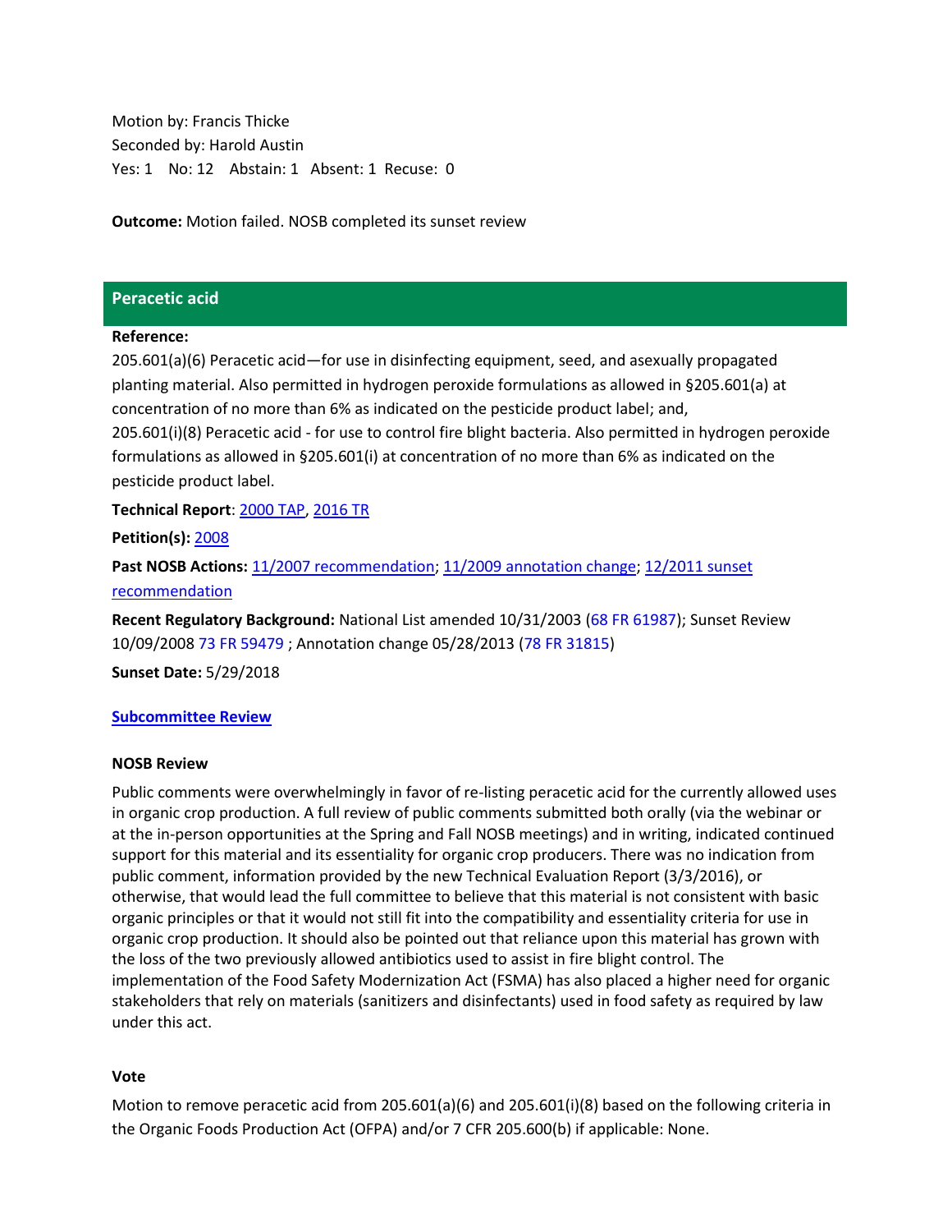Motion by: Francis Thicke
Seconded by: Harold Austin
Yes: 1 No: 12 Abstain: 1 Absent: 1 Recuse: 0

**Outcome:** Motion failed. NOSB completed its sunset review

## Peracetic acid

**Reference:**
205.601(a)(6) Peracetic acid—for use in disinfecting equipment, seed, and asexually propagated planting material. Also permitted in hydrogen peroxide formulations as allowed in §205.601(a) at concentration of no more than 6% as indicated on the pesticide product label; and,
205.601(i)(8) Peracetic acid - for use to control fire blight bacteria. Also permitted in hydrogen peroxide formulations as allowed in §205.601(i) at concentration of no more than 6% as indicated on the pesticide product label.

**Technical Report**: 2000 TAP, 2016 TR

**Petition(s):** 2008

**Past NOSB Actions:** 11/2007 recommendation; 11/2009 annotation change; 12/2011 sunset recommendation

**Recent Regulatory Background:** National List amended 10/31/2003 (68 FR 61987); Sunset Review 10/09/2008 73 FR 59479 ; Annotation change 05/28/2013 (78 FR 31815)

**Sunset Date:** 5/29/2018

**Subcommittee Review**

**NOSB Review**

Public comments were overwhelmingly in favor of re-listing peracetic acid for the currently allowed uses in organic crop production. A full review of public comments submitted both orally (via the webinar or at the in-person opportunities at the Spring and Fall NOSB meetings) and in writing, indicated continued support for this material and its essentiality for organic crop producers. There was no indication from public comment, information provided by the new Technical Evaluation Report (3/3/2016), or otherwise, that would lead the full committee to believe that this material is not consistent with basic organic principles or that it would not still fit into the compatibility and essentiality criteria for use in organic crop production. It should also be pointed out that reliance upon this material has grown with the loss of the two previously allowed antibiotics used to assist in fire blight control. The implementation of the Food Safety Modernization Act (FSMA) has also placed a higher need for organic stakeholders that rely on materials (sanitizers and disinfectants) used in food safety as required by law under this act.

**Vote**

Motion to remove peracetic acid from 205.601(a)(6) and 205.601(i)(8) based on the following criteria in the Organic Foods Production Act (OFPA) and/or 7 CFR 205.600(b) if applicable: None.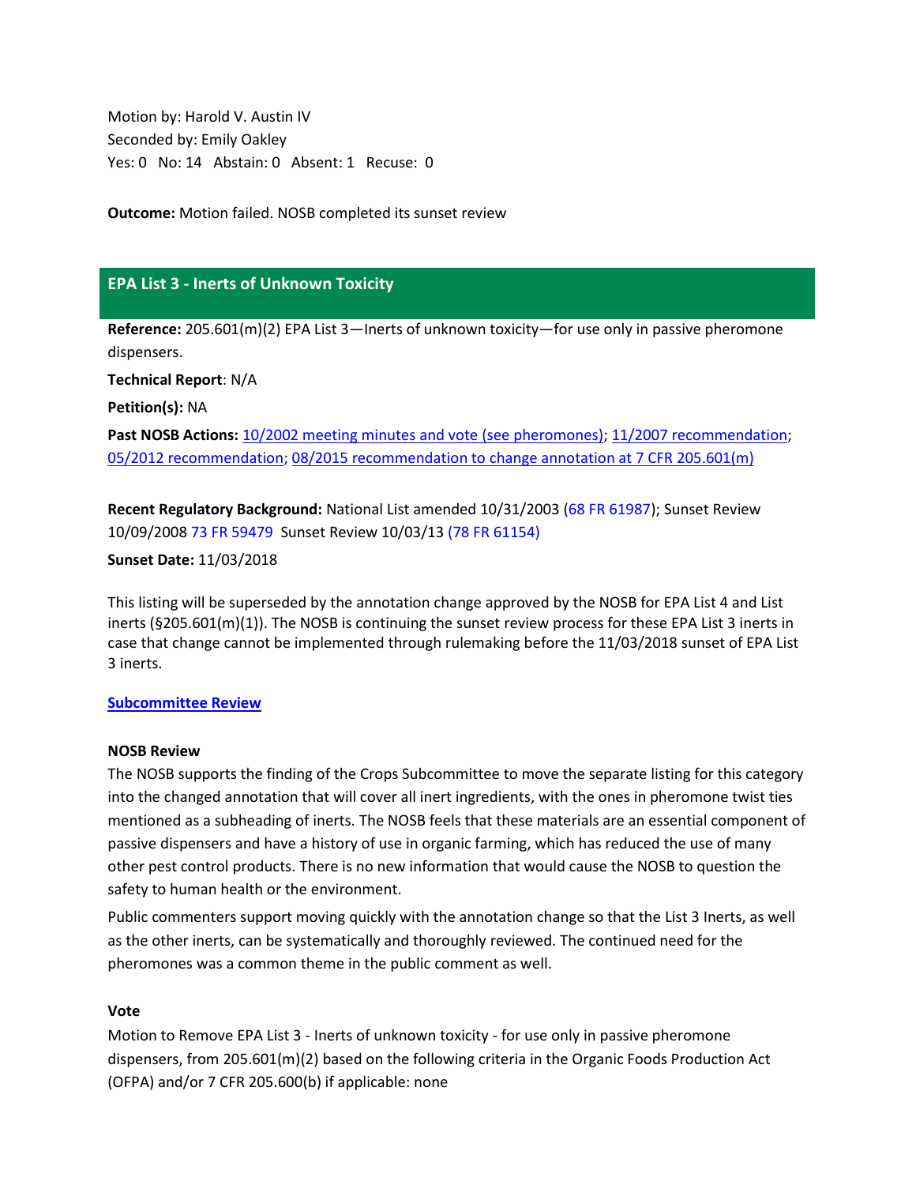Motion by: Harold V. Austin IV
Seconded by: Emily Oakley
Yes: 0 No: 14 Abstain: 0 Absent: 1 Recuse: 0

**Outcome:** Motion failed. NOSB completed its sunset review

## EPA List 3 - Inerts of Unknown Toxicity

**Reference:** 205.601(m)(2) EPA List 3—Inerts of unknown toxicity—for use only in passive pheromone dispensers.

**Technical Report**: N/A

**Petition(s):** NA

**Past NOSB Actions:** 10/2002 meeting minutes and vote (see pheromones); 11/2007 recommendation; 05/2012 recommendation; 08/2015 recommendation to change annotation at 7 CFR 205.601(m)

**Recent Regulatory Background:** National List amended 10/31/2003 (68 FR 61987); Sunset Review 10/09/2008 73 FR 59479 Sunset Review 10/03/13 (78 FR 61154)

**Sunset Date:** 11/03/2018

This listing will be superseded by the annotation change approved by the NOSB for EPA List 4 and List inerts (§205.601(m)(1)). The NOSB is continuing the sunset review process for these EPA List 3 inerts in case that change cannot be implemented through rulemaking before the 11/03/2018 sunset of EPA List 3 inerts.

**Subcommittee Review**

**NOSB Review**
The NOSB supports the finding of the Crops Subcommittee to move the separate listing for this category into the changed annotation that will cover all inert ingredients, with the ones in pheromone twist ties mentioned as a subheading of inerts. The NOSB feels that these materials are an essential component of passive dispensers and have a history of use in organic farming, which has reduced the use of many other pest control products. There is no new information that would cause the NOSB to question the safety to human health or the environment.

Public commenters support moving quickly with the annotation change so that the List 3 Inerts, as well as the other inerts, can be systematically and thoroughly reviewed. The continued need for the pheromones was a common theme in the public comment as well.

**Vote**
Motion to Remove EPA List 3 - Inerts of unknown toxicity - for use only in passive pheromone dispensers, from 205.601(m)(2) based on the following criteria in the Organic Foods Production Act (OFPA) and/or 7 CFR 205.600(b) if applicable: none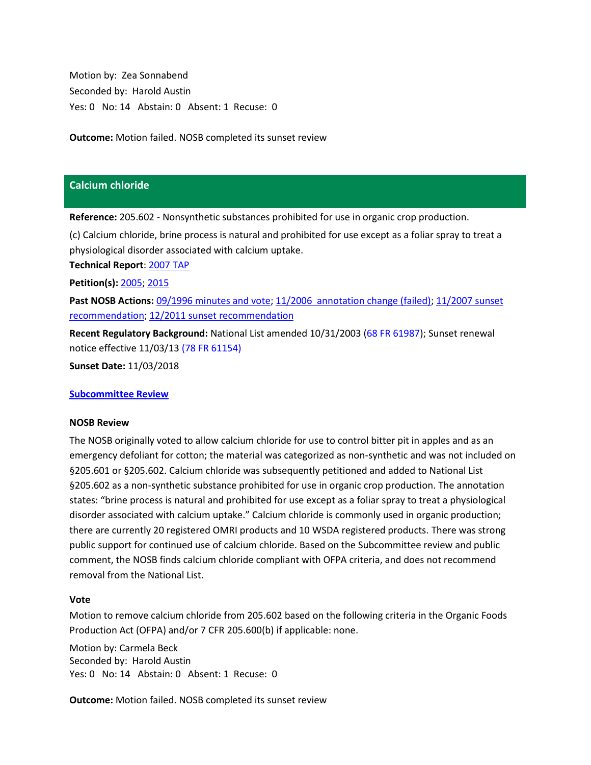Motion by: Zea Sonnabend
Seconded by: Harold Austin
Yes: 0 No: 14 Abstain: 0 Absent: 1 Recuse: 0

**Outcome:** Motion failed. NOSB completed its sunset review

## Calcium chloride

**Reference:** 205.602 - Nonsynthetic substances prohibited for use in organic crop production.

(c) Calcium chloride, brine process is natural and prohibited for use except as a foliar spray to treat a physiological disorder associated with calcium uptake.

**Technical Report**: 2007 TAP

**Petition(s):** 2005; 2015

**Past NOSB Actions:** 09/1996 minutes and vote; 11/2006 annotation change (failed); 11/2007 sunset recommendation; 12/2011 sunset recommendation

**Recent Regulatory Background:** National List amended 10/31/2003 (68 FR 61987); Sunset renewal notice effective 11/03/13 (78 FR 61154)

**Sunset Date:** 11/03/2018

**Subcommittee Review**

**NOSB Review**

The NOSB originally voted to allow calcium chloride for use to control bitter pit in apples and as an emergency defoliant for cotton; the material was categorized as non-synthetic and was not included on §205.601 or §205.602. Calcium chloride was subsequently petitioned and added to National List §205.602 as a non-synthetic substance prohibited for use in organic crop production. The annotation states: "brine process is natural and prohibited for use except as a foliar spray to treat a physiological disorder associated with calcium uptake." Calcium chloride is commonly used in organic production; there are currently 20 registered OMRI products and 10 WSDA registered products. There was strong public support for continued use of calcium chloride. Based on the Subcommittee review and public comment, the NOSB finds calcium chloride compliant with OFPA criteria, and does not recommend removal from the National List.

**Vote**

Motion to remove calcium chloride from 205.602 based on the following criteria in the Organic Foods Production Act (OFPA) and/or 7 CFR 205.600(b) if applicable: none.

Motion by: Carmela Beck
Seconded by: Harold Austin
Yes: 0 No: 14 Abstain: 0 Absent: 1 Recuse: 0

**Outcome:** Motion failed. NOSB completed its sunset review